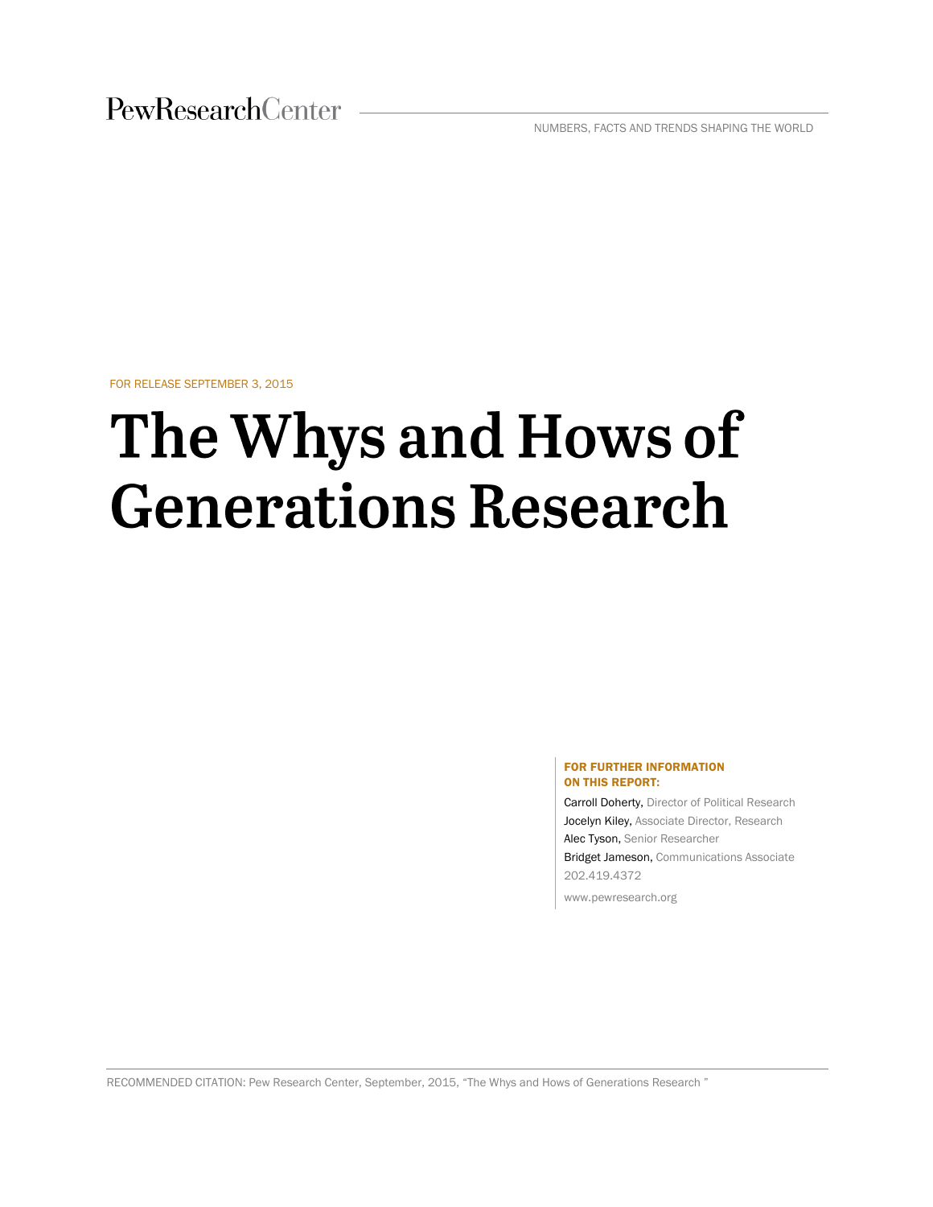PewResearchCenter

NUMBERS, FACTS AND TRENDS SHAPING THE WORLD

FOR RELEASE SEPTEMBER 3, 2015

# The Whys and Hows of Generations Research

**FOR FURTHER INFORMATION ON THIS REPORT:**

Carroll Doherty, Director of Political Research
Jocelyn Kiley, Associate Director, Research
Alec Tyson, Senior Researcher
Bridget Jameson, Communications Associate
202.419.4372

www.pewresearch.org

RECOMMENDED CITATION: Pew Research Center, September, 2015, "The Whys and Hows of Generations Research "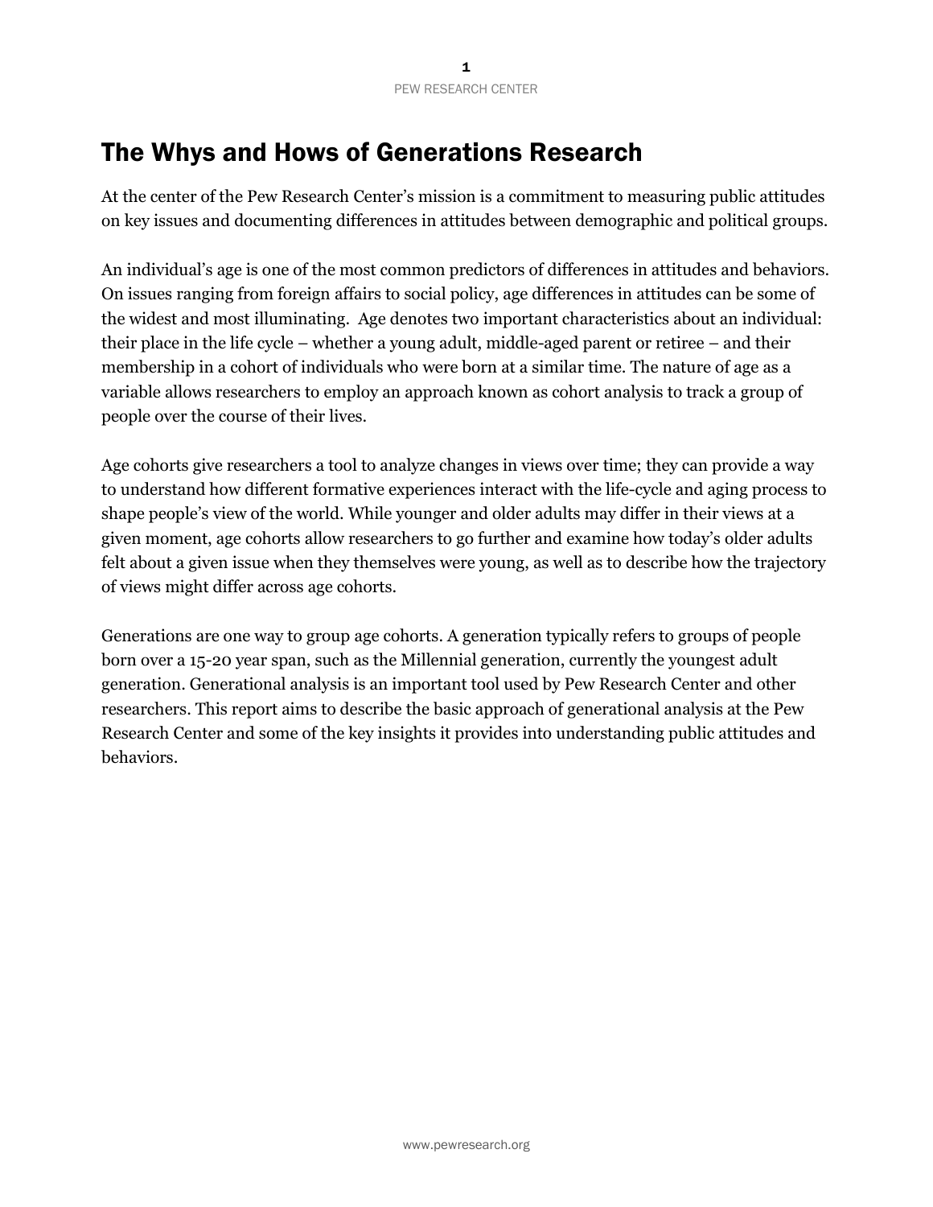# The Whys and Hows of Generations Research

At the center of the Pew Research Center's mission is a commitment to measuring public attitudes on key issues and documenting differences in attitudes between demographic and political groups.

An individual's age is one of the most common predictors of differences in attitudes and behaviors. On issues ranging from foreign affairs to social policy, age differences in attitudes can be some of the widest and most illuminating. Age denotes two important characteristics about an individual: their place in the life cycle – whether a young adult, middle-aged parent or retiree – and their membership in a cohort of individuals who were born at a similar time. The nature of age as a variable allows researchers to employ an approach known as cohort analysis to track a group of people over the course of their lives.

Age cohorts give researchers a tool to analyze changes in views over time; they can provide a way to understand how different formative experiences interact with the life-cycle and aging process to shape people's view of the world. While younger and older adults may differ in their views at a given moment, age cohorts allow researchers to go further and examine how today's older adults felt about a given issue when they themselves were young, as well as to describe how the trajectory of views might differ across age cohorts.

Generations are one way to group age cohorts. A generation typically refers to groups of people born over a 15-20 year span, such as the Millennial generation, currently the youngest adult generation. Generational analysis is an important tool used by Pew Research Center and other researchers. This report aims to describe the basic approach of generational analysis at the Pew Research Center and some of the key insights it provides into understanding public attitudes and behaviors.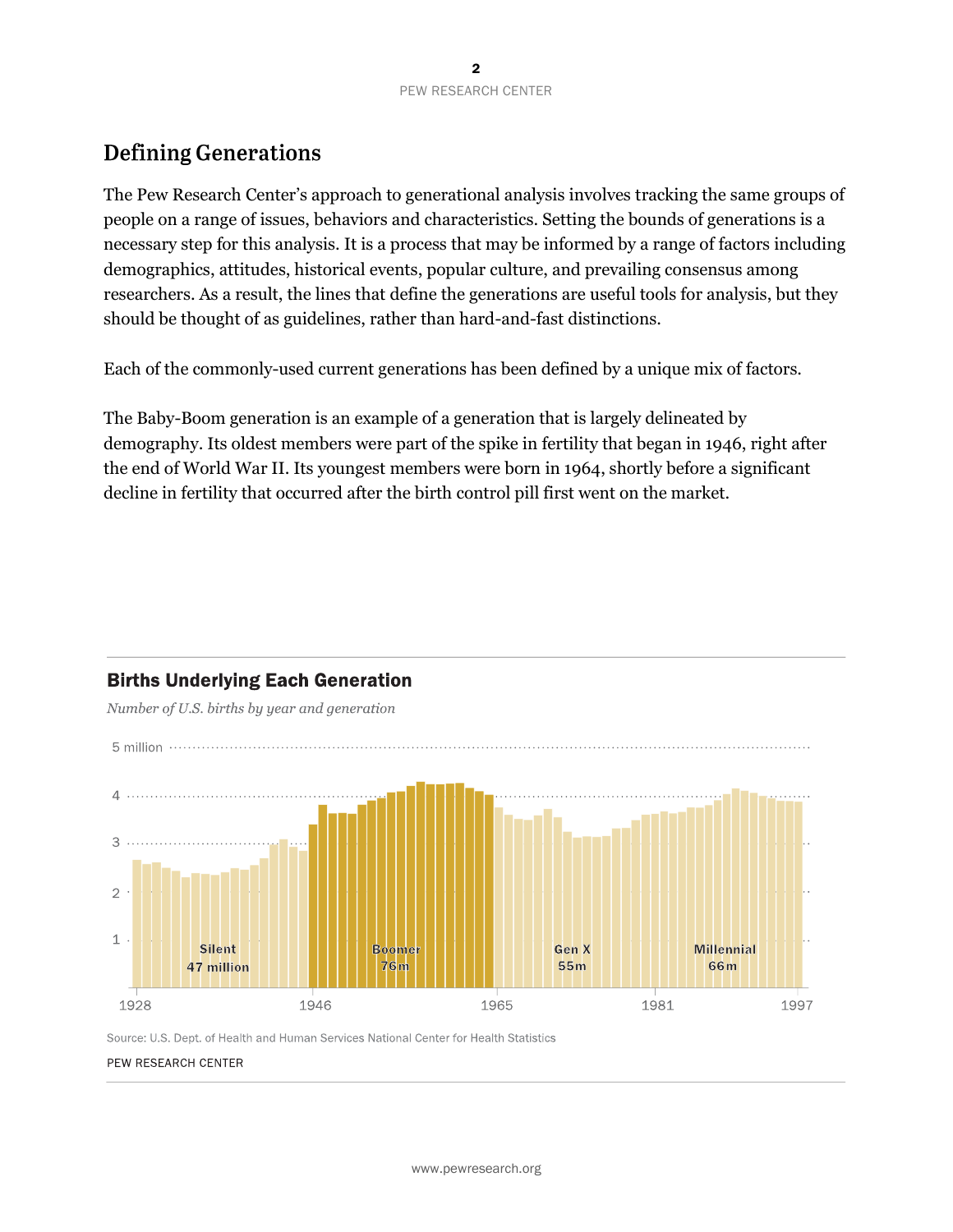## Defining Generations

The Pew Research Center's approach to generational analysis involves tracking the same groups of people on a range of issues, behaviors and characteristics. Setting the bounds of generations is a necessary step for this analysis. It is a process that may be informed by a range of factors including demographics, attitudes, historical events, popular culture, and prevailing consensus among researchers. As a result, the lines that define the generations are useful tools for analysis, but they should be thought of as guidelines, rather than hard-and-fast distinctions.

Each of the commonly-used current generations has been defined by a unique mix of factors.

The Baby-Boom generation is an example of a generation that is largely delineated by demography. Its oldest members were part of the spike in fertility that began in 1946, right after the end of World War II. Its youngest members were born in 1964, shortly before a significant decline in fertility that occurred after the birth control pill first went on the market.

**Births Underlying Each Generation**

*Number of U.S. births by year and generation*

5 million

4

3

2

1

Silent 47 million

Boomer 76m

Gen X 55m

Millennial 66m

1928 1946 1965 1981 1997

Source: U.S. Dept. of Health and Human Services National Center for Health Statistics

PEW RESEARCH CENTER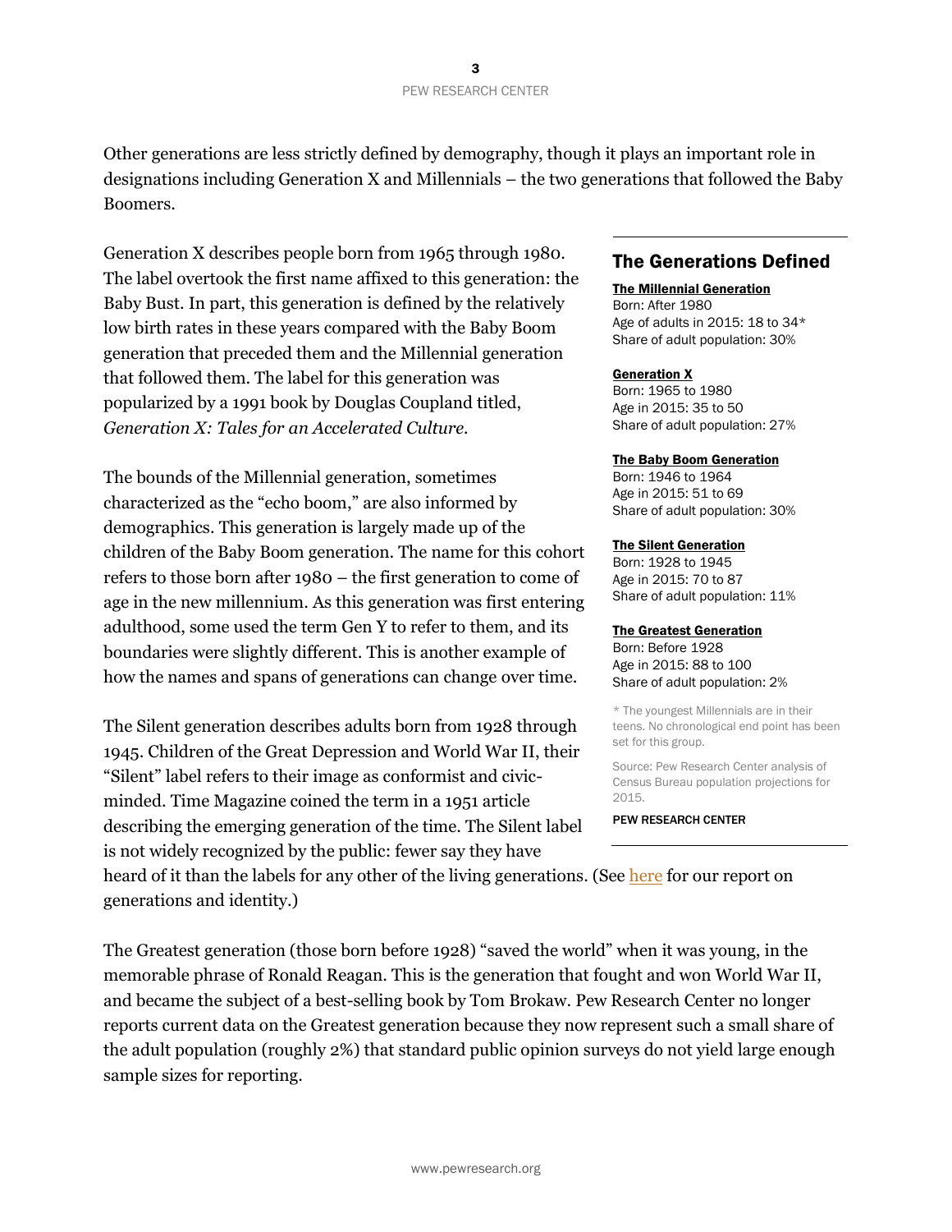Other generations are less strictly defined by demography, though it plays an important role in designations including Generation X and Millennials – the two generations that followed the Baby Boomers.

Generation X describes people born from 1965 through 1980. The label overtook the first name affixed to this generation: the Baby Bust. In part, this generation is defined by the relatively low birth rates in these years compared with the Baby Boom generation that preceded them and the Millennial generation that followed them. The label for this generation was popularized by a 1991 book by Douglas Coupland titled, *Generation X: Tales for an Accelerated Culture*.

The bounds of the Millennial generation, sometimes characterized as the "echo boom," are also informed by demographics. This generation is largely made up of the children of the Baby Boom generation. The name for this cohort refers to those born after 1980 – the first generation to come of age in the new millennium. As this generation was first entering adulthood, some used the term Gen Y to refer to them, and its boundaries were slightly different. This is another example of how the names and spans of generations can change over time.

The Silent generation describes adults born from 1928 through 1945. Children of the Great Depression and World War II, their "Silent" label refers to their image as conformist and civic-minded. Time Magazine coined the term in a 1951 article describing the emerging generation of the time. The Silent label is not widely recognized by the public: fewer say they have heard of it than the labels for any other of the living generations. (See here for our report on generations and identity.)

The Greatest generation (those born before 1928) "saved the world" when it was young, in the memorable phrase of Ronald Reagan. This is the generation that fought and won World War II, and became the subject of a best-selling book by Tom Brokaw. Pew Research Center no longer reports current data on the Greatest generation because they now represent such a small share of the adult population (roughly 2%) that standard public opinion surveys do not yield large enough sample sizes for reporting.

## The Generations Defined

**The Millennial Generation**
Born: After 1980
Age of adults in 2015: 18 to 34*
Share of adult population: 30%

**Generation X**
Born: 1965 to 1980
Age in 2015: 35 to 50
Share of adult population: 27%

**The Baby Boom Generation**
Born: 1946 to 1964
Age in 2015: 51 to 69
Share of adult population: 30%

**The Silent Generation**
Born: 1928 to 1945
Age in 2015: 70 to 87
Share of adult population: 11%

**The Greatest Generation**
Born: Before 1928
Age in 2015: 88 to 100
Share of adult population: 2%

* The youngest Millennials are in their teens. No chronological end point has been set for this group.

Source: Pew Research Center analysis of Census Bureau population projections for 2015.

PEW RESEARCH CENTER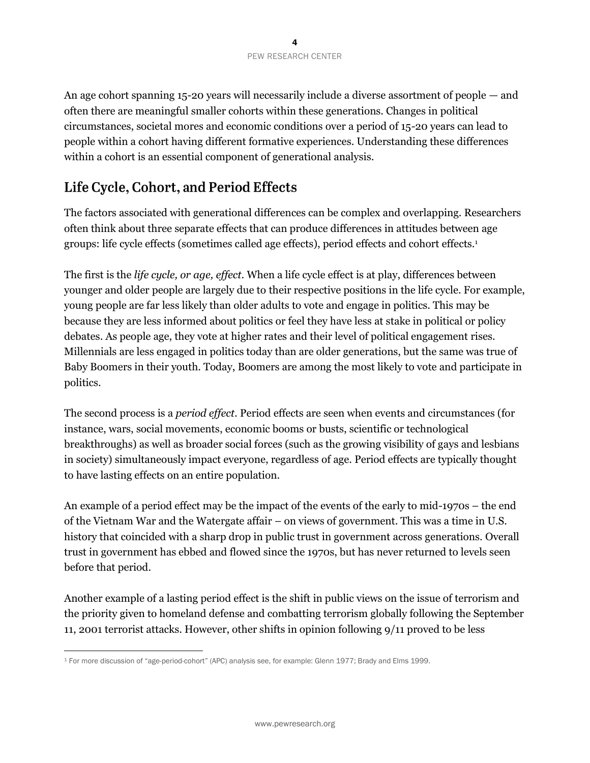An age cohort spanning 15-20 years will necessarily include a diverse assortment of people — and often there are meaningful smaller cohorts within these generations. Changes in political circumstances, societal mores and economic conditions over a period of 15-20 years can lead to people within a cohort having different formative experiences. Understanding these differences within a cohort is an essential component of generational analysis.

## Life Cycle, Cohort, and Period Effects

The factors associated with generational differences can be complex and overlapping. Researchers often think about three separate effects that can produce differences in attitudes between age groups: life cycle effects (sometimes called age effects), period effects and cohort effects.[1]

The first is the *life cycle, or age, effect*. When a life cycle effect is at play, differences between younger and older people are largely due to their respective positions in the life cycle. For example, young people are far less likely than older adults to vote and engage in politics. This may be because they are less informed about politics or feel they have less at stake in political or policy debates. As people age, they vote at higher rates and their level of political engagement rises. Millennials are less engaged in politics today than are older generations, but the same was true of Baby Boomers in their youth. Today, Boomers are among the most likely to vote and participate in politics.

The second process is a *period effect*. Period effects are seen when events and circumstances (for instance, wars, social movements, economic booms or busts, scientific or technological breakthroughs) as well as broader social forces (such as the growing visibility of gays and lesbians in society) simultaneously impact everyone, regardless of age. Period effects are typically thought to have lasting effects on an entire population.

An example of a period effect may be the impact of the events of the early to mid-1970s – the end of the Vietnam War and the Watergate affair – on views of government. This was a time in U.S. history that coincided with a sharp drop in public trust in government across generations. Overall trust in government has ebbed and flowed since the 1970s, but has never returned to levels seen before that period.

Another example of a lasting period effect is the shift in public views on the issue of terrorism and the priority given to homeland defense and combatting terrorism globally following the September 11, 2001 terrorist attacks. However, other shifts in opinion following 9/11 proved to be less

[1] For more discussion of "age-period-cohort" (APC) analysis see, for example: Glenn 1977; Brady and Elms 1999.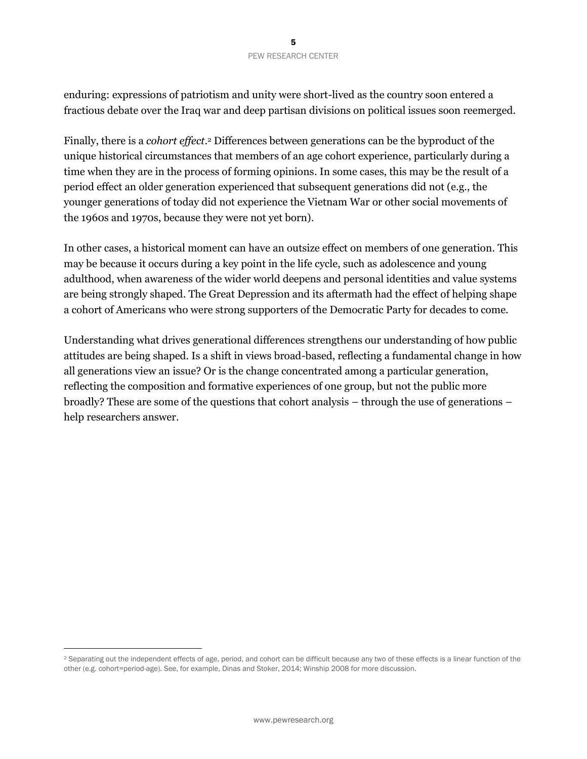enduring: expressions of patriotism and unity were short-lived as the country soon entered a fractious debate over the Iraq war and deep partisan divisions on political issues soon reemerged.

Finally, there is a *cohort effect*.[2] Differences between generations can be the byproduct of the unique historical circumstances that members of an age cohort experience, particularly during a time when they are in the process of forming opinions. In some cases, this may be the result of a period effect an older generation experienced that subsequent generations did not (e.g., the younger generations of today did not experience the Vietnam War or other social movements of the 1960s and 1970s, because they were not yet born).

In other cases, a historical moment can have an outsize effect on members of one generation. This may be because it occurs during a key point in the life cycle, such as adolescence and young adulthood, when awareness of the wider world deepens and personal identities and value systems are being strongly shaped. The Great Depression and its aftermath had the effect of helping shape a cohort of Americans who were strong supporters of the Democratic Party for decades to come.

Understanding what drives generational differences strengthens our understanding of how public attitudes are being shaped. Is a shift in views broad-based, reflecting a fundamental change in how all generations view an issue? Or is the change concentrated among a particular generation, reflecting the composition and formative experiences of one group, but not the public more broadly? These are some of the questions that cohort analysis – through the use of generations – help researchers answer.

---

[2] Separating out the independent effects of age, period, and cohort can be difficult because any two of these effects is a linear function of the other (e.g. cohort=period-age). See, for example, Dinas and Stoker, 2014; Winship 2008 for more discussion.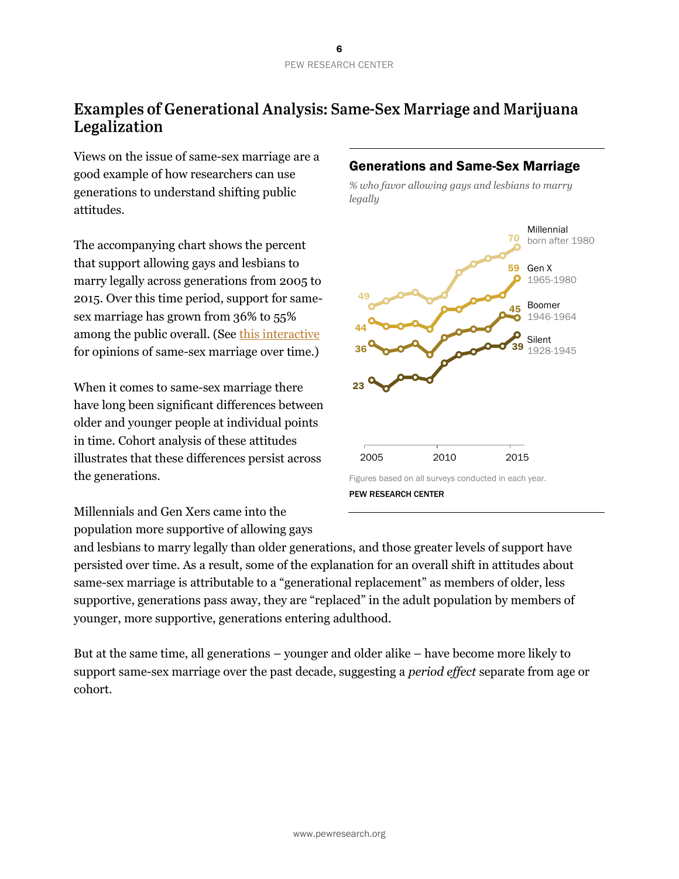## Examples of Generational Analysis: Same-Sex Marriage and Marijuana Legalization

Views on the issue of same-sex marriage are a good example of how researchers can use generations to understand shifting public attitudes.

The accompanying chart shows the percent that support allowing gays and lesbians to marry legally across generations from 2005 to 2015. Over this time period, support for same-sex marriage has grown from 36% to 55% among the public overall. (See this interactive for opinions of same-sex marriage over time.)

When it comes to same-sex marriage there have long been significant differences between older and younger people at individual points in time. Cohort analysis of these attitudes illustrates that these differences persist across the generations.

**Generations and Same-Sex Marriage**

*% who favor allowing gays and lesbians to marry legally*

| Generation | 2005 | 2015 |
|---|---|---|
| Millennial (born after 1980) | 49 | 70 |
| Gen X (1965-1980) | 44 | 59 |
| Boomer (1946-1964) | 36 | 45 |
| Silent (1928-1945) | 23 | 39 |

Figures based on all surveys conducted in each year.

PEW RESEARCH CENTER

Millennials and Gen Xers came into the population more supportive of allowing gays and lesbians to marry legally than older generations, and those greater levels of support have persisted over time. As a result, some of the explanation for an overall shift in attitudes about same-sex marriage is attributable to a "generational replacement" as members of older, less supportive, generations pass away, they are "replaced" in the adult population by members of younger, more supportive, generations entering adulthood.

But at the same time, all generations – younger and older alike – have become more likely to support same-sex marriage over the past decade, suggesting a *period effect* separate from age or cohort.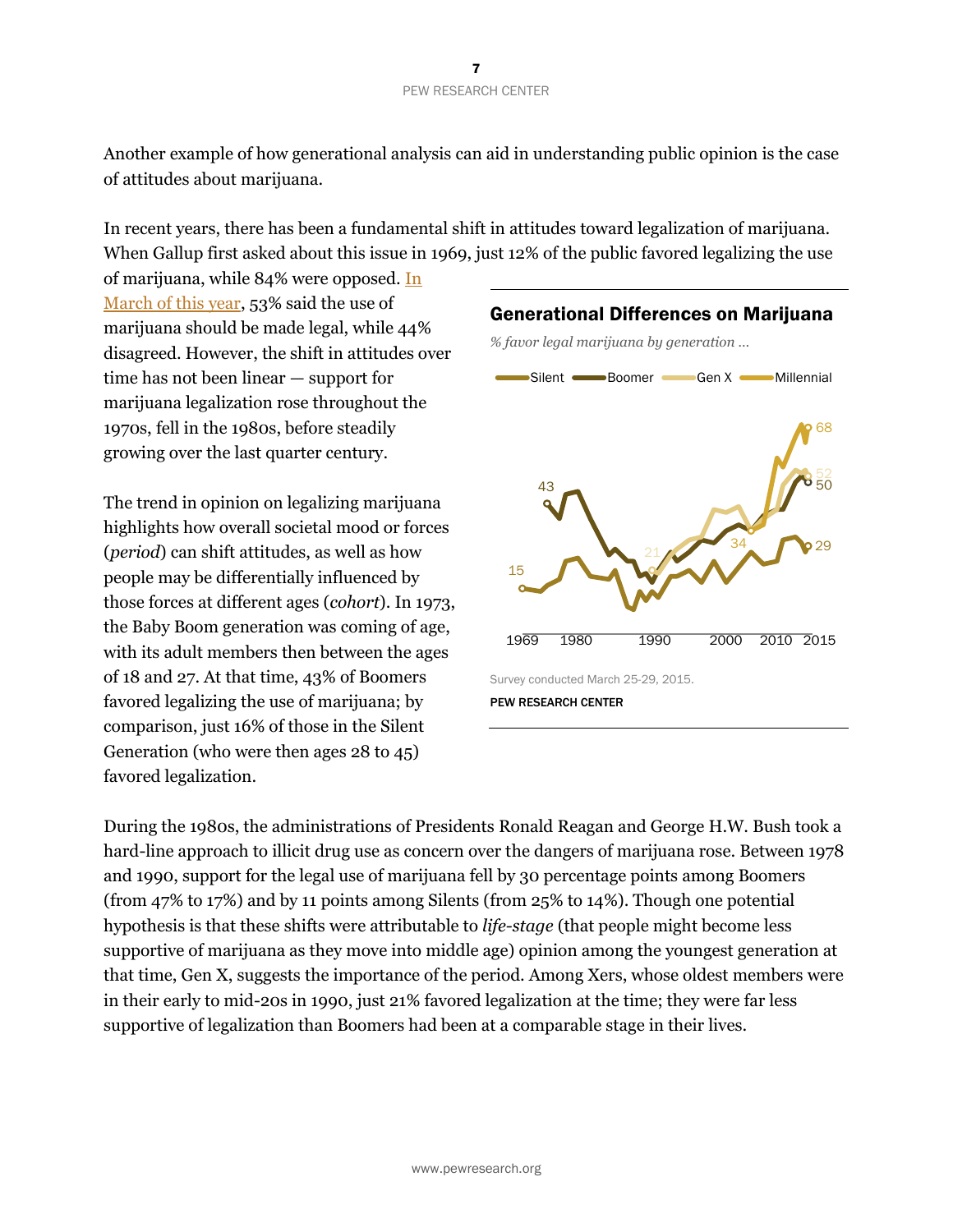Another example of how generational analysis can aid in understanding public opinion is the case of attitudes about marijuana.

In recent years, there has been a fundamental shift in attitudes toward legalization of marijuana. When Gallup first asked about this issue in 1969, just 12% of the public favored legalizing the use of marijuana, while 84% were opposed. In March of this year, 53% said the use of marijuana should be made legal, while 44% disagreed. However, the shift in attitudes over time has not been linear — support for marijuana legalization rose throughout the 1970s, fell in the 1980s, before steadily growing over the last quarter century.

The trend in opinion on legalizing marijuana highlights how overall societal mood or forces (*period*) can shift attitudes, as well as how people may be differentially influenced by those forces at different ages (*cohort*). In 1973, the Baby Boom generation was coming of age, with its adult members then between the ages of 18 and 27. At that time, 43% of Boomers favored legalizing the use of marijuana; by comparison, just 16% of those in the Silent Generation (who were then ages 28 to 45) favored legalization.

**Generational Differences on Marijuana**

*% favor legal marijuana by generation ...*

Silent, Boomer, Gen X, Millennial

15, 43, 21, 34, 68, 52, 50, 29

1969, 1980, 1990, 2000, 2010, 2015

Survey conducted March 25-29, 2015.

PEW RESEARCH CENTER

During the 1980s, the administrations of Presidents Ronald Reagan and George H.W. Bush took a hard-line approach to illicit drug use as concern over the dangers of marijuana rose. Between 1978 and 1990, support for the legal use of marijuana fell by 30 percentage points among Boomers (from 47% to 17%) and by 11 points among Silents (from 25% to 14%). Though one potential hypothesis is that these shifts were attributable to *life-stage* (that people might become less supportive of marijuana as they move into middle age) opinion among the youngest generation at that time, Gen X, suggests the importance of the period. Among Xers, whose oldest members were in their early to mid-20s in 1990, just 21% favored legalization at the time; they were far less supportive of legalization than Boomers had been at a comparable stage in their lives.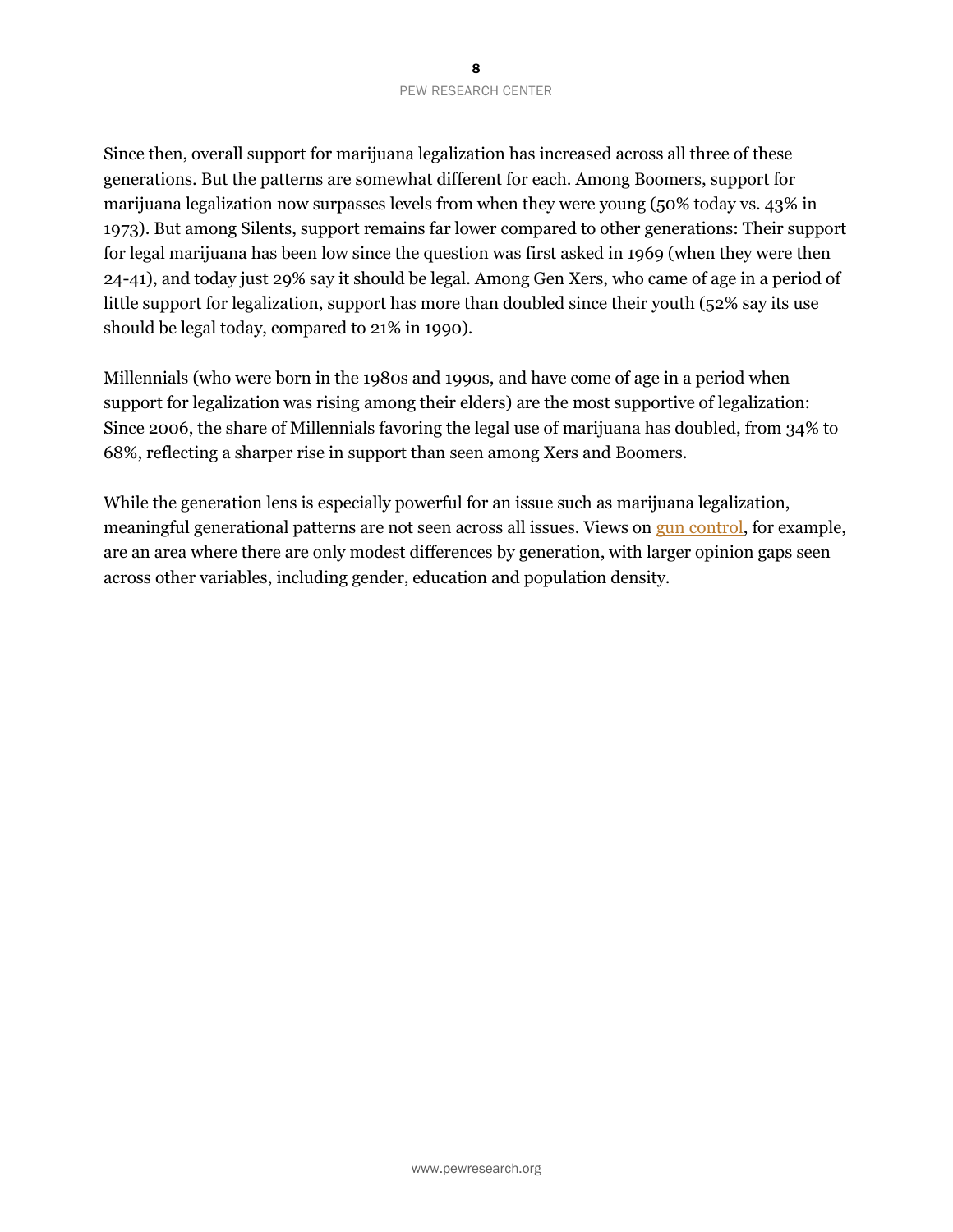Since then, overall support for marijuana legalization has increased across all three of these generations. But the patterns are somewhat different for each. Among Boomers, support for marijuana legalization now surpasses levels from when they were young (50% today vs. 43% in 1973). But among Silents, support remains far lower compared to other generations: Their support for legal marijuana has been low since the question was first asked in 1969 (when they were then 24-41), and today just 29% say it should be legal. Among Gen Xers, who came of age in a period of little support for legalization, support has more than doubled since their youth (52% say its use should be legal today, compared to 21% in 1990).

Millennials (who were born in the 1980s and 1990s, and have come of age in a period when support for legalization was rising among their elders) are the most supportive of legalization: Since 2006, the share of Millennials favoring the legal use of marijuana has doubled, from 34% to 68%, reflecting a sharper rise in support than seen among Xers and Boomers.

While the generation lens is especially powerful for an issue such as marijuana legalization, meaningful generational patterns are not seen across all issues. Views on gun control, for example, are an area where there are only modest differences by generation, with larger opinion gaps seen across other variables, including gender, education and population density.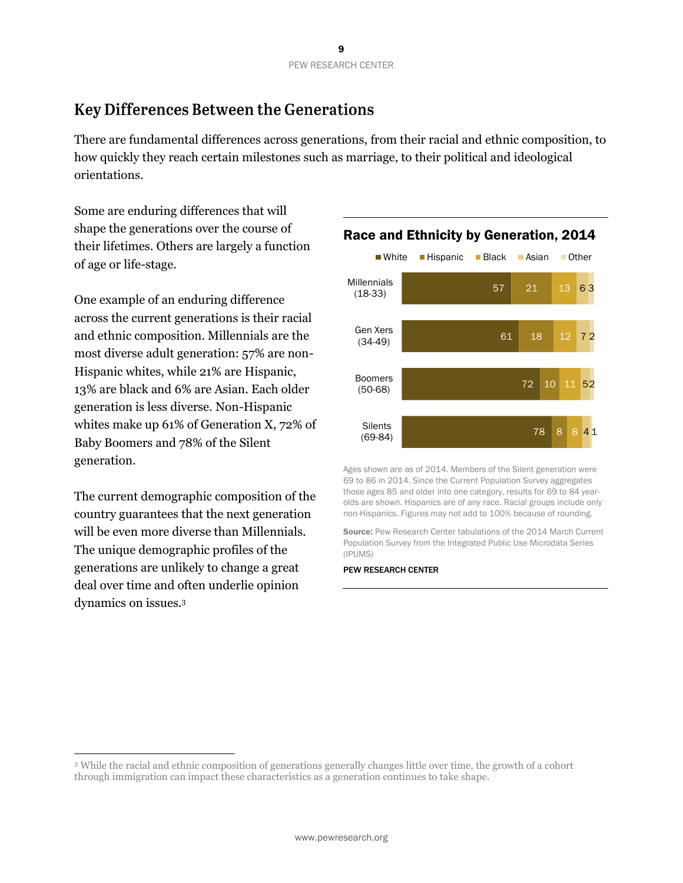## Key Differences Between the Generations

There are fundamental differences across generations, from their racial and ethnic composition, to how quickly they reach certain milestones such as marriage, to their political and ideological orientations.

Some are enduring differences that will shape the generations over the course of their lifetimes. Others are largely a function of age or life-stage.

One example of an enduring difference across the current generations is their racial and ethnic composition. Millennials are the most diverse adult generation: 57% are non-Hispanic whites, while 21% are Hispanic, 13% are black and 6% are Asian. Each older generation is less diverse. Non-Hispanic whites make up 61% of Generation X, 72% of Baby Boomers and 78% of the Silent generation.

The current demographic composition of the country guarantees that the next generation will be even more diverse than Millennials. The unique demographic profiles of the generations are unlikely to change a great deal over time and often underlie opinion dynamics on issues.[3]

### Race and Ethnicity by Generation, 2014

| | White | Hispanic | Black | Asian | Other |
|---|---|---|---|---|---|
| Millennials (18-33) | 57 | 21 | 13 | 6 | 3 |
| Gen Xers (34-49) | 61 | 18 | 12 | 7 | 2 |
| Boomers (50-68) | 72 | 10 | 11 | 5 | 2 |
| Silents (69-84) | 78 | 8 | 8 | 4 | 1 |

Ages shown are as of 2014. Members of the Silent generation were 69 to 86 in 2014. Since the Current Population Survey aggregates those ages 85 and older into one category, results for 69 to 84 year-olds are shown. Hispanics are of any race. Racial groups include only non-Hispanics. Figures may not add to 100% because of rounding.

**Source:** Pew Research Center tabulations of the 2014 March Current Population Survey from the Integrated Public Use Microdata Series (IPUMS)

PEW RESEARCH CENTER

---

[3] While the racial and ethnic composition of generations generally changes little over time, the growth of a cohort through immigration can impact these characteristics as a generation continues to take shape.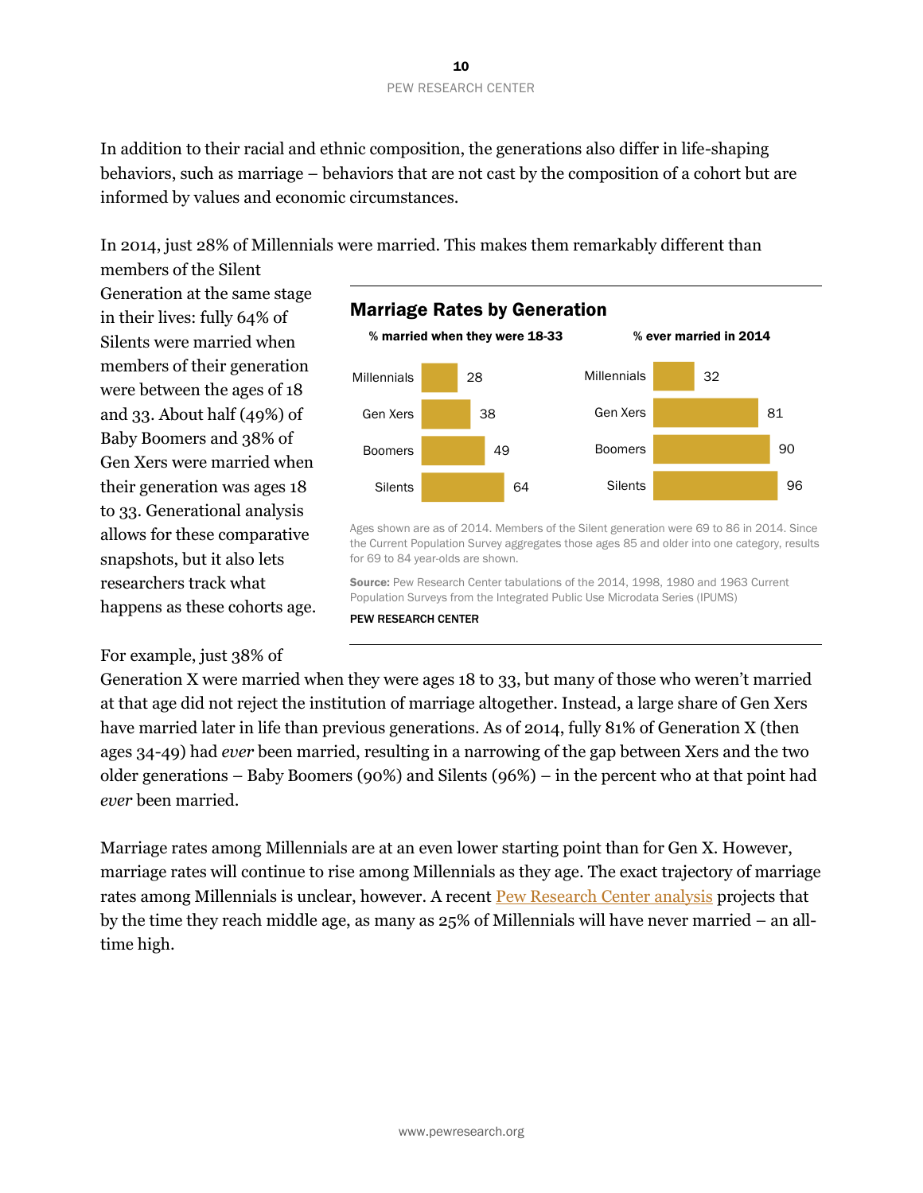In addition to their racial and ethnic composition, the generations also differ in life-shaping behaviors, such as marriage – behaviors that are not cast by the composition of a cohort but are informed by values and economic circumstances.

In 2014, just 28% of Millennials were married. This makes them remarkably different than members of the Silent Generation at the same stage in their lives: fully 64% of Silents were married when members of their generation were between the ages of 18 and 33. About half (49%) of Baby Boomers and 38% of Gen Xers were married when their generation was ages 18 to 33. Generational analysis allows for these comparative snapshots, but it also lets researchers track what happens as these cohorts age.

### Marriage Rates by Generation

| | % married when they were 18-33 | % ever married in 2014 |
|---|---|---|
| Millennials | 28 | 32 |
| Gen Xers | 38 | 81 |
| Boomers | 49 | 90 |
| Silents | 64 | 96 |

Ages shown are as of 2014. Members of the Silent generation were 69 to 86 in 2014. Since the Current Population Survey aggregates those ages 85 and older into one category, results for 69 to 84 year-olds are shown.

**Source:** Pew Research Center tabulations of the 2014, 1998, 1980 and 1963 Current Population Surveys from the Integrated Public Use Microdata Series (IPUMS)

PEW RESEARCH CENTER

For example, just 38% of Generation X were married when they were ages 18 to 33, but many of those who weren't married at that age did not reject the institution of marriage altogether. Instead, a large share of Gen Xers have married later in life than previous generations. As of 2014, fully 81% of Generation X (then ages 34-49) had *ever* been married, resulting in a narrowing of the gap between Xers and the two older generations – Baby Boomers (90%) and Silents (96%) – in the percent who at that point had *ever* been married.

Marriage rates among Millennials are at an even lower starting point than for Gen X. However, marriage rates will continue to rise among Millennials as they age. The exact trajectory of marriage rates among Millennials is unclear, however. A recent Pew Research Center analysis projects that by the time they reach middle age, as many as 25% of Millennials will have never married – an all-time high.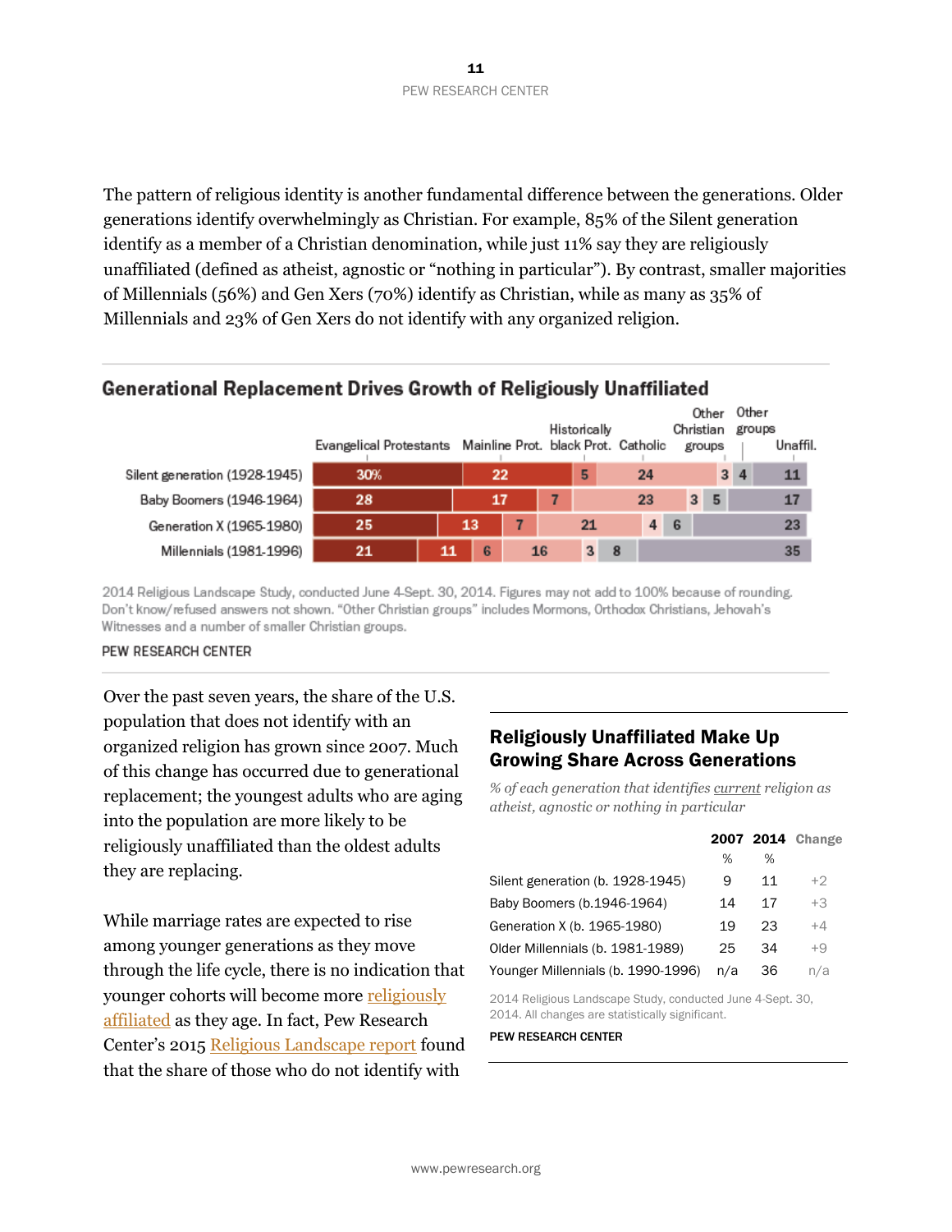The pattern of religious identity is another fundamental difference between the generations. Older generations identify overwhelmingly as Christian. For example, 85% of the Silent generation identify as a member of a Christian denomination, while just 11% say they are religiously unaffiliated (defined as atheist, agnostic or "nothing in particular"). By contrast, smaller majorities of Millennials (56%) and Gen Xers (70%) identify as Christian, while as many as 35% of Millennials and 23% of Gen Xers do not identify with any organized religion.

## Generational Replacement Drives Growth of Religiously Unaffiliated

| | Evangelical Protestants | Mainline Prot. | Historically black Prot. | Catholic | Other Christian groups | Other groups | Unaffil. |
|---|---|---|---|---|---|---|---|
| Silent generation (1928-1945) | 30% | 22 | 5 | 24 | 3 | 4 | 11 |
| Baby Boomers (1946-1964) | 28 | 17 | 7 | 23 | 3 | 5 | 17 |
| Generation X (1965-1980) | 25 | 13 | 7 | 21 | 4 | 6 | 23 |
| Millennials (1981-1996) | 21 | 11 | 6 | 16 | 3 | 8 | 35 |

2014 Religious Landscape Study, conducted June 4-Sept. 30, 2014. Figures may not add to 100% because of rounding. Don't know/refused answers not shown. "Other Christian groups" includes Mormons, Orthodox Christians, Jehovah's Witnesses and a number of smaller Christian groups.

PEW RESEARCH CENTER

Over the past seven years, the share of the U.S. population that does not identify with an organized religion has grown since 2007. Much of this change has occurred due to generational replacement; the youngest adults who are aging into the population are more likely to be religiously unaffiliated than the oldest adults they are replacing.

While marriage rates are expected to rise among younger generations as they move through the life cycle, there is no indication that younger cohorts will become more religiously affiliated as they age. In fact, Pew Research Center's 2015 Religious Landscape report found that the share of those who do not identify with

## Religiously Unaffiliated Make Up Growing Share Across Generations

*% of each generation that identifies current religion as atheist, agnostic or nothing in particular*

| | 2007 | 2014 | Change |
|---|---|---|---|
| | % | % | |
| Silent generation (b. 1928-1945) | 9 | 11 | +2 |
| Baby Boomers (b.1946-1964) | 14 | 17 | +3 |
| Generation X (b. 1965-1980) | 19 | 23 | +4 |
| Older Millennials (b. 1981-1989) | 25 | 34 | +9 |
| Younger Millennials (b. 1990-1996) | n/a | 36 | n/a |

2014 Religious Landscape Study, conducted June 4-Sept. 30, 2014. All changes are statistically significant.

PEW RESEARCH CENTER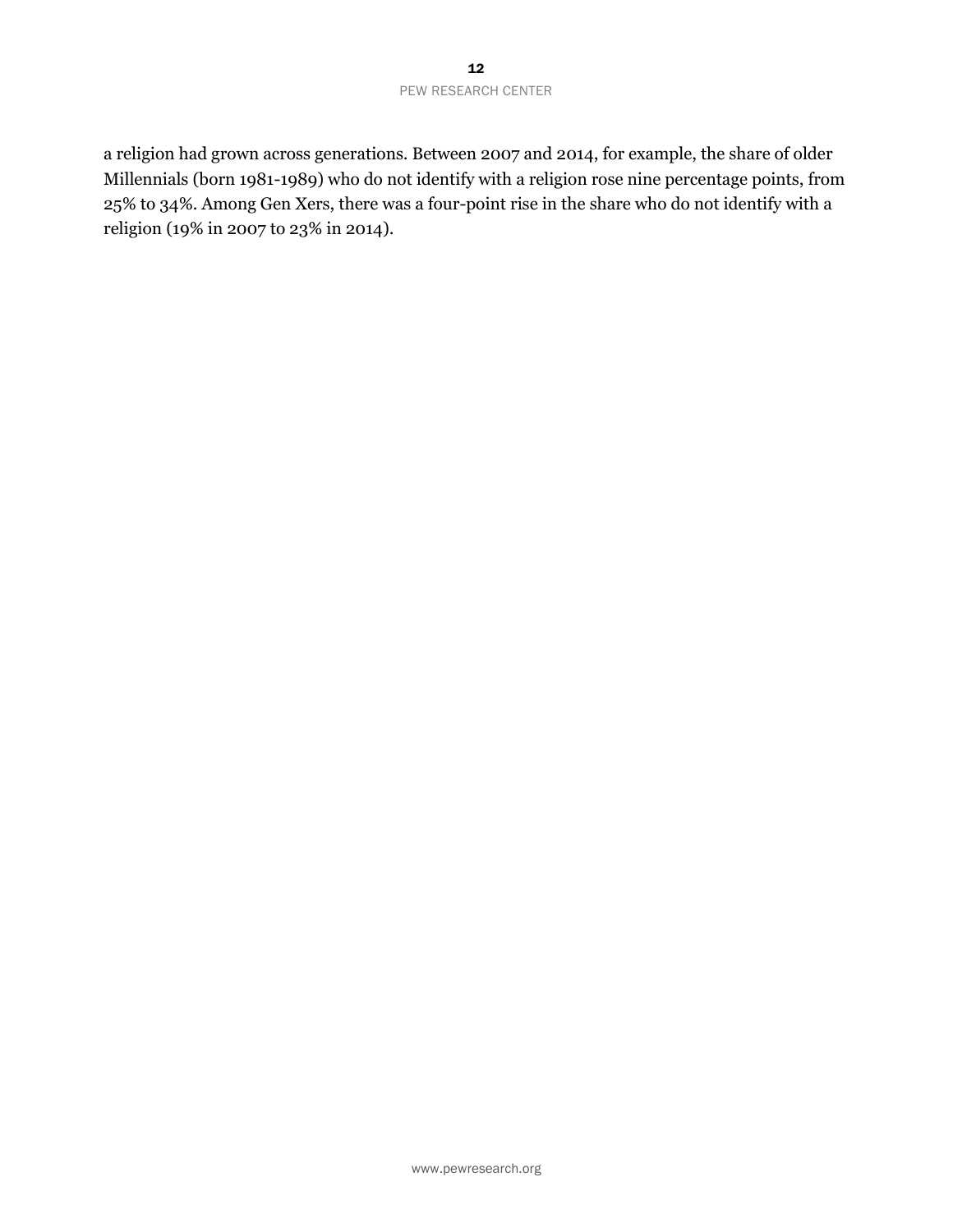a religion had grown across generations. Between 2007 and 2014, for example, the share of older Millennials (born 1981-1989) who do not identify with a religion rose nine percentage points, from 25% to 34%. Among Gen Xers, there was a four-point rise in the share who do not identify with a religion (19% in 2007 to 23% in 2014).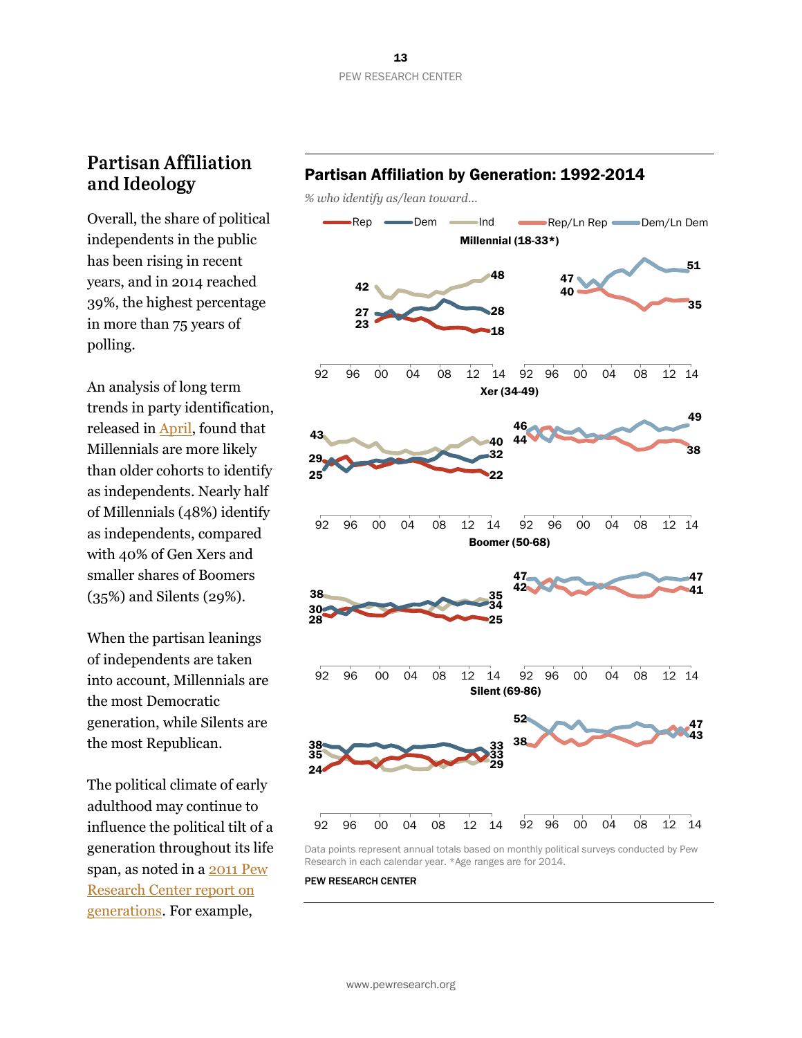## Partisan Affiliation and Ideology

Overall, the share of political independents in the public has been rising in recent years, and in 2014 reached 39%, the highest percentage in more than 75 years of polling.

An analysis of long term trends in party identification, released in April, found that Millennials are more likely than older cohorts to identify as independents. Nearly half of Millennials (48%) identify as independents, compared with 40% of Gen Xers and smaller shares of Boomers (35%) and Silents (29%).

When the partisan leanings of independents are taken into account, Millennials are the most Democratic generation, while Silents are the most Republican.

The political climate of early adulthood may continue to influence the political tilt of a generation throughout its life span, as noted in a 2011 Pew Research Center report on generations. For example,

### Partisan Affiliation by Generation: 1992-2014

*% who identify as/lean toward...*

Rep | Dem | Ind | Rep/Ln Rep | Dem/Ln Dem

**Millennial (18-33*)**

| | Start (2000) | 2014 |
|---|---|---|
| Rep | 23 | 18 |
| Dem | 27 | 28 |
| Ind | 42 | 48 |
| Rep/Ln Rep | 40 | 35 |
| Dem/Ln Dem | 47 | 51 |

**Xer (34-49)**

| | 1992 | 2014 |
|---|---|---|
| Rep | 29 | 22 |
| Dem | 25 | 32 |
| Ind | 43 | 40 |
| Rep/Ln Rep | 44 | 38 |
| Dem/Ln Dem | 46 | 49 |

**Boomer (50-68)**

| | 1992 | 2014 |
|---|---|---|
| Rep | 28 | 25 |
| Dem | 30 | 34 |
| Ind | 38 | 35 |
| Rep/Ln Rep | 42 | 41 |
| Dem/Ln Dem | 47 | 47 |

**Silent (69-86)**

| | 1992 | 2014 |
|---|---|---|
| Rep | 24 | 33 |
| Dem | 38 | 33 |
| Ind | 35 | 29 |
| Rep/Ln Rep | 38 | 47 |
| Dem/Ln Dem | 52 | 43 |

Data points represent annual totals based on monthly political surveys conducted by Pew Research in each calendar year. *Age ranges are for 2014.

PEW RESEARCH CENTER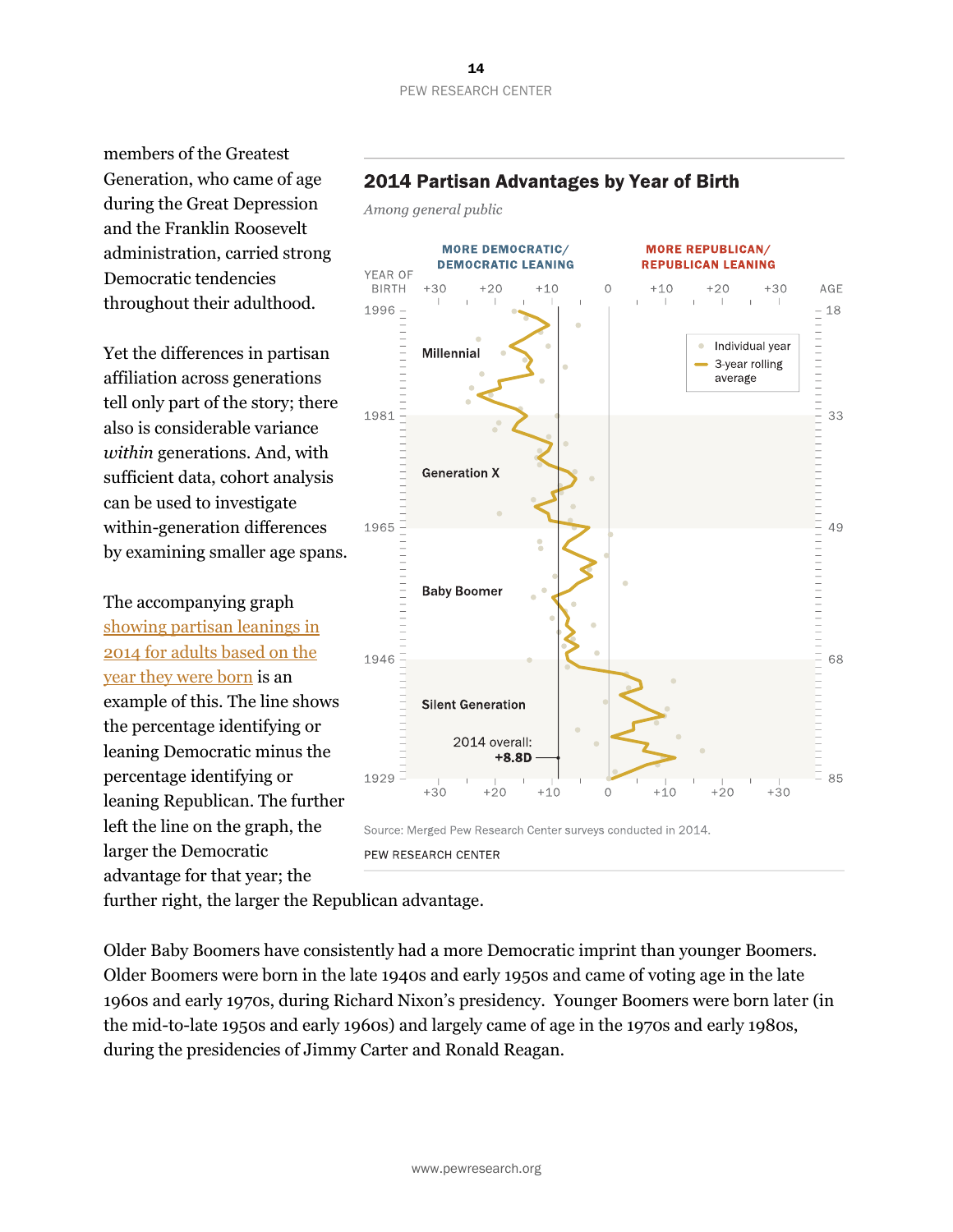members of the Greatest Generation, who came of age during the Great Depression and the Franklin Roosevelt administration, carried strong Democratic tendencies throughout their adulthood.

Yet the differences in partisan affiliation across generations tell only part of the story; there also is considerable variance *within* generations. And, with sufficient data, cohort analysis can be used to investigate within-generation differences by examining smaller age spans.

The accompanying graph showing partisan leanings in 2014 for adults based on the year they were born is an example of this. The line shows the percentage identifying or leaning Democratic minus the percentage identifying or leaning Republican. The further left the line on the graph, the larger the Democratic advantage for that year; the further right, the larger the Republican advantage.

**2014 Partisan Advantages by Year of Birth**

*Among general public*

MORE DEMOCRATIC/ DEMOCRATIC LEANING — MORE REPUBLICAN/ REPUBLICAN LEANING

YEAR OF BIRTH: 1996, 1981, 1965, 1946, 1929 — AGE: 18, 33, 49, 68, 85

+30 +20 +10 0 +10 +20 +30

Millennial — Generation X — Baby Boomer — Silent Generation

Individual year — 3-year rolling average

2014 overall: **+8.8D**

Source: Merged Pew Research Center surveys conducted in 2014.

PEW RESEARCH CENTER

Older Baby Boomers have consistently had a more Democratic imprint than younger Boomers. Older Boomers were born in the late 1940s and early 1950s and came of voting age in the late 1960s and early 1970s, during Richard Nixon's presidency. Younger Boomers were born later (in the mid-to-late 1950s and early 1960s) and largely came of age in the 1970s and early 1980s, during the presidencies of Jimmy Carter and Ronald Reagan.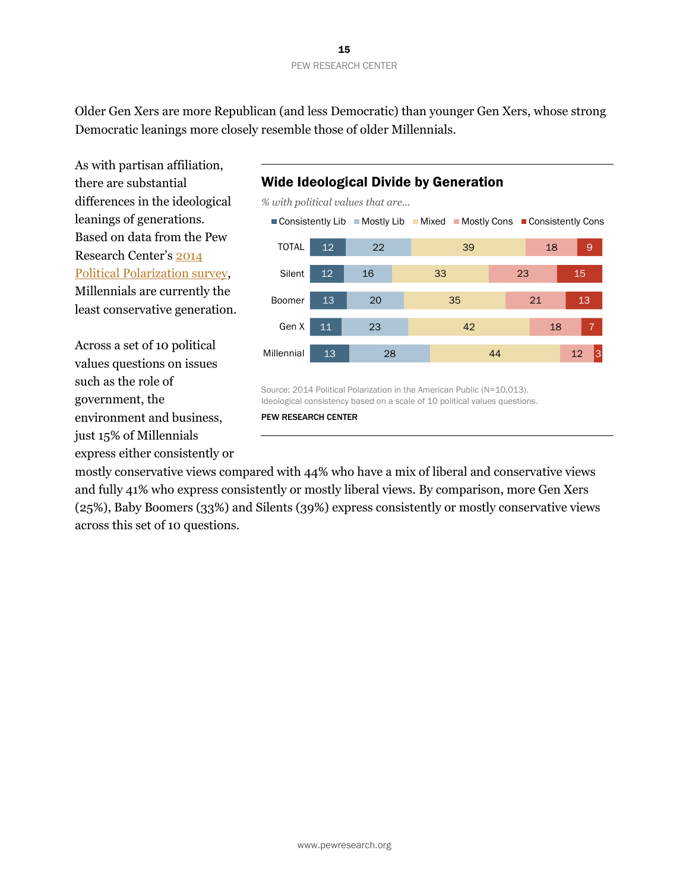Older Gen Xers are more Republican (and less Democratic) than younger Gen Xers, whose strong Democratic leanings more closely resemble those of older Millennials.

As with partisan affiliation, there are substantial differences in the ideological leanings of generations. Based on data from the Pew Research Center's [2014 Political Polarization survey](), Millennials are currently the least conservative generation.

### Wide Ideological Divide by Generation

*% with political values that are…*

| | Consistently Lib | Mostly Lib | Mixed | Mostly Cons | Consistently Cons |
|---|---|---|---|---|---|
| TOTAL | 12 | 22 | 39 | 18 | 9 |
| Silent | 12 | 16 | 33 | 23 | 15 |
| Boomer | 13 | 20 | 35 | 21 | 13 |
| Gen X | 11 | 23 | 42 | 18 | 7 |
| Millennial | 13 | 28 | 44 | 12 | 3 |

Source: 2014 Political Polarization in the American Public (N=10,013).
Ideological consistency based on a scale of 10 political values questions.

PEW RESEARCH CENTER

Across a set of 10 political values questions on issues such as the role of government, the environment and business, just 15% of Millennials express either consistently or mostly conservative views compared with 44% who have a mix of liberal and conservative views and fully 41% who express consistently or mostly liberal views. By comparison, more Gen Xers (25%), Baby Boomers (33%) and Silents (39%) express consistently or mostly conservative views across this set of 10 questions.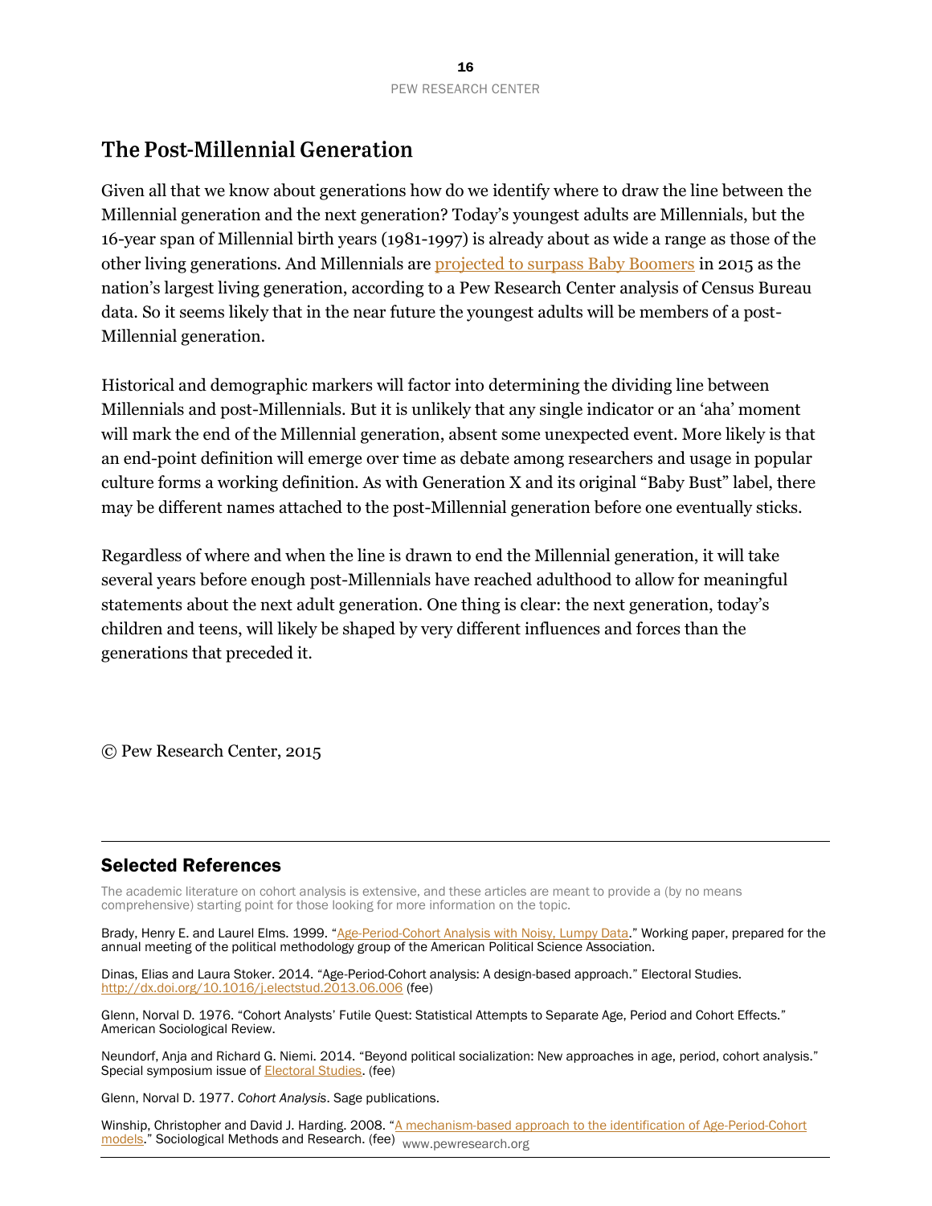## The Post-Millennial Generation

Given all that we know about generations how do we identify where to draw the line between the Millennial generation and the next generation? Today's youngest adults are Millennials, but the 16-year span of Millennial birth years (1981-1997) is already about as wide a range as those of the other living generations. And Millennials are projected to surpass Baby Boomers in 2015 as the nation's largest living generation, according to a Pew Research Center analysis of Census Bureau data. So it seems likely that in the near future the youngest adults will be members of a post-Millennial generation.

Historical and demographic markers will factor into determining the dividing line between Millennials and post-Millennials. But it is unlikely that any single indicator or an 'aha' moment will mark the end of the Millennial generation, absent some unexpected event. More likely is that an end-point definition will emerge over time as debate among researchers and usage in popular culture forms a working definition. As with Generation X and its original "Baby Bust" label, there may be different names attached to the post-Millennial generation before one eventually sticks.

Regardless of where and when the line is drawn to end the Millennial generation, it will take several years before enough post-Millennials have reached adulthood to allow for meaningful statements about the next adult generation. One thing is clear: the next generation, today's children and teens, will likely be shaped by very different influences and forces than the generations that preceded it.

© Pew Research Center, 2015

## Selected References

The academic literature on cohort analysis is extensive, and these articles are meant to provide a (by no means comprehensive) starting point for those looking for more information on the topic.

Brady, Henry E. and Laurel Elms. 1999. "Age-Period-Cohort Analysis with Noisy, Lumpy Data." Working paper, prepared for the annual meeting of the political methodology group of the American Political Science Association.

Dinas, Elias and Laura Stoker. 2014. "Age-Period-Cohort analysis: A design-based approach." Electoral Studies. http://dx.doi.org/10.1016/j.electstud.2013.06.006 (fee)

Glenn, Norval D. 1976. "Cohort Analysts' Futile Quest: Statistical Attempts to Separate Age, Period and Cohort Effects." American Sociological Review.

Neundorf, Anja and Richard G. Niemi. 2014. "Beyond political socialization: New approaches in age, period, cohort analysis." Special symposium issue of Electoral Studies. (fee)

Glenn, Norval D. 1977. *Cohort Analysis*. Sage publications.

Winship, Christopher and David J. Harding. 2008. "A mechanism-based approach to the identification of Age-Period-Cohort models." Sociological Methods and Research. (fee)